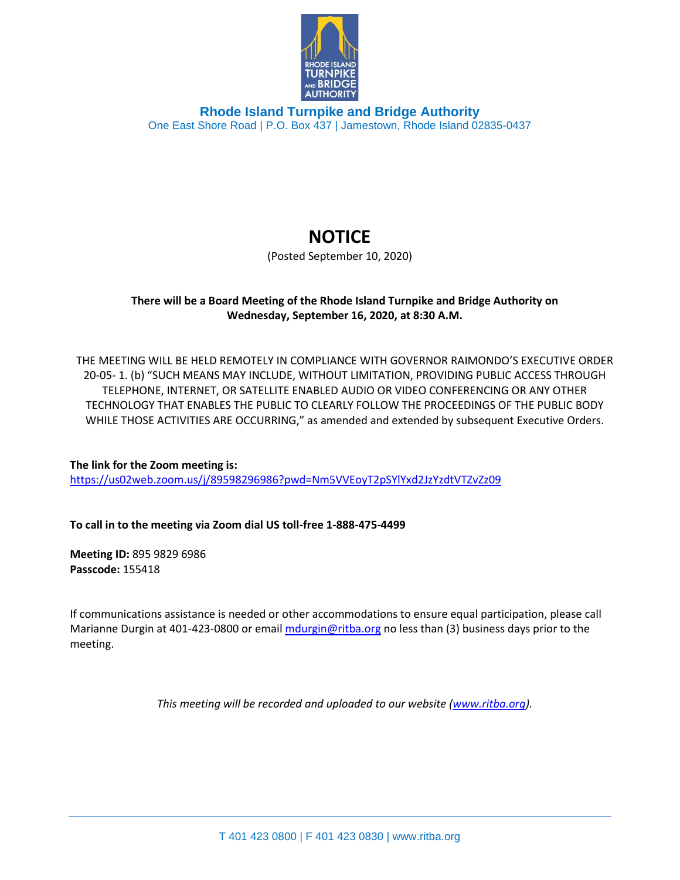**Rhode Island Turnpike and Bridge Authority**
One East Shore Road | P.O. Box 437 | Jamestown, Rhode Island 02835-0437

# NOTICE

(Posted September 10, 2020)

**There will be a Board Meeting of the Rhode Island Turnpike and Bridge Authority on Wednesday, September 16, 2020, at 8:30 A.M.**

THE MEETING WILL BE HELD REMOTELY IN COMPLIANCE WITH GOVERNOR RAIMONDO'S EXECUTIVE ORDER 20-05- 1. (b) "SUCH MEANS MAY INCLUDE, WITHOUT LIMITATION, PROVIDING PUBLIC ACCESS THROUGH TELEPHONE, INTERNET, OR SATELLITE ENABLED AUDIO OR VIDEO CONFERENCING OR ANY OTHER TECHNOLOGY THAT ENABLES THE PUBLIC TO CLEARLY FOLLOW THE PROCEEDINGS OF THE PUBLIC BODY WHILE THOSE ACTIVITIES ARE OCCURRING," as amended and extended by subsequent Executive Orders.

**The link for the Zoom meeting is:**
https://us02web.zoom.us/j/89598296986?pwd=Nm5VVEoyT2pSYlYxd2JzYzdtVTZvZz09

**To call in to the meeting via Zoom dial US toll-free 1-888-475-4499**

**Meeting ID:** 895 9829 6986
**Passcode:** 155418

If communications assistance is needed or other accommodations to ensure equal participation, please call Marianne Durgin at 401-423-0800 or email mdurgin@ritba.org no less than (3) business days prior to the meeting.

*This meeting will be recorded and uploaded to our website (www.ritba.org).*

T 401 423 0800 | F 401 423 0830 | www.ritba.org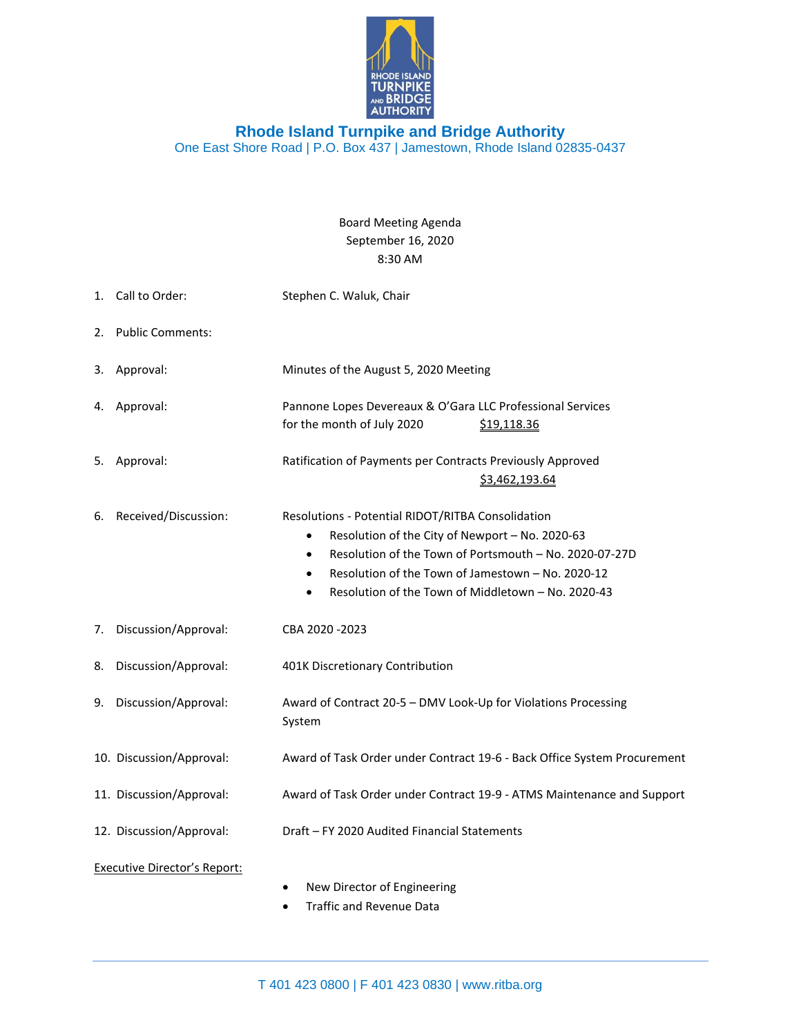# Rhode Island Turnpike and Bridge Authority

One East Shore Road | P.O. Box 437 | Jamestown, Rhode Island 02835-0437

Board Meeting Agenda
September 16, 2020
8:30 AM

1. Call to Order: Stephen C. Waluk, Chair

2. Public Comments:

3. Approval: Minutes of the August 5, 2020 Meeting

4. Approval: Pannone Lopes Devereaux & O'Gara LLC Professional Services for the month of July 2020 $19,118.36

5. Approval: Ratification of Payments per Contracts Previously Approved $3,462,193.64

6. Received/Discussion: Resolutions - Potential RIDOT/RITBA Consolidation
   - Resolution of the City of Newport – No. 2020-63
   - Resolution of the Town of Portsmouth – No. 2020-07-27D
   - Resolution of the Town of Jamestown – No. 2020-12
   - Resolution of the Town of Middletown – No. 2020-43

7. Discussion/Approval: CBA 2020 -2023

8. Discussion/Approval: 401K Discretionary Contribution

9. Discussion/Approval: Award of Contract 20-5 – DMV Look-Up for Violations Processing System

10. Discussion/Approval: Award of Task Order under Contract 19-6 - Back Office System Procurement

11. Discussion/Approval: Award of Task Order under Contract 19-9 - ATMS Maintenance and Support

12. Discussion/Approval: Draft – FY 2020 Audited Financial Statements

Executive Director's Report:

- New Director of Engineering
- Traffic and Revenue Data

T 401 423 0800 | F 401 423 0830 | www.ritba.org